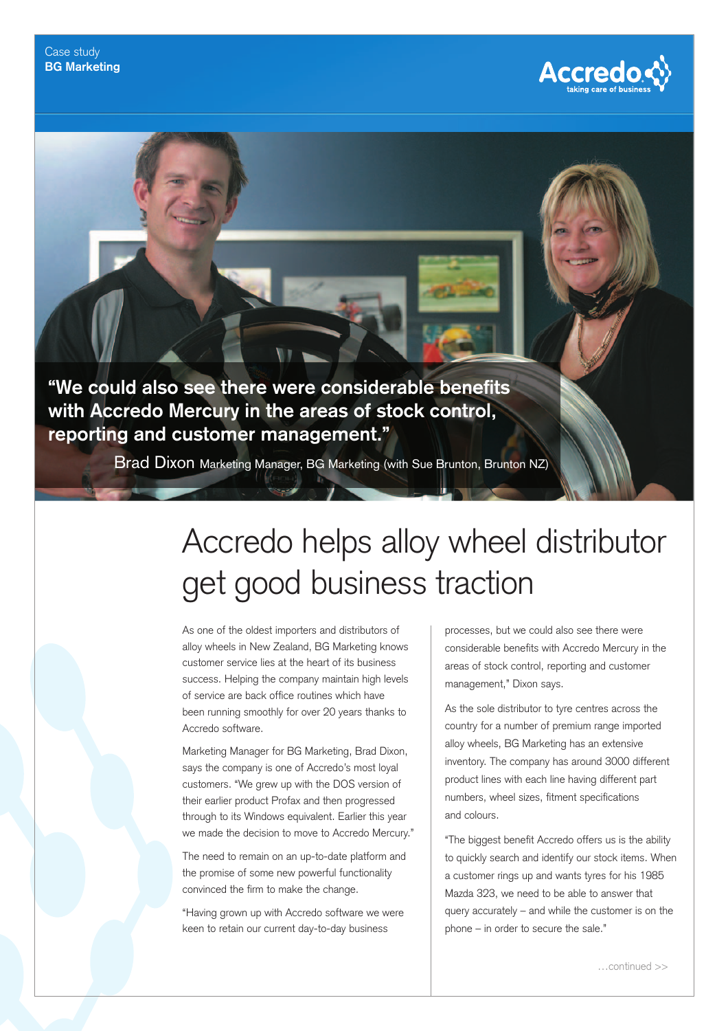Case study
**BG Marketing**

Accredo
taking care of business

**"We could also see there were considerable benefits with Accredo Mercury in the areas of stock control, reporting and customer management."**

Brad Dixon Marketing Manager, BG Marketing (with Sue Brunton, Brunton NZ)

# Accredo helps alloy wheel distributor get good business traction

As one of the oldest importers and distributors of alloy wheels in New Zealand, BG Marketing knows customer service lies at the heart of its business success. Helping the company maintain high levels of service are back office routines which have been running smoothly for over 20 years thanks to Accredo software.

Marketing Manager for BG Marketing, Brad Dixon, says the company is one of Accredo's most loyal customers. "We grew up with the DOS version of their earlier product Profax and then progressed through to its Windows equivalent. Earlier this year we made the decision to move to Accredo Mercury."

The need to remain on an up-to-date platform and the promise of some new powerful functionality convinced the firm to make the change.

"Having grown up with Accredo software we were keen to retain our current day-to-day business processes, but we could also see there were considerable benefits with Accredo Mercury in the areas of stock control, reporting and customer management," Dixon says.

As the sole distributor to tyre centres across the country for a number of premium range imported alloy wheels, BG Marketing has an extensive inventory. The company has around 3000 different product lines with each line having different part numbers, wheel sizes, fitment specifications and colours.

"The biggest benefit Accredo offers us is the ability to quickly search and identify our stock items. When a customer rings up and wants tyres for his 1985 Mazda 323, we need to be able to answer that query accurately – and while the customer is on the phone – in order to secure the sale."

…continued >>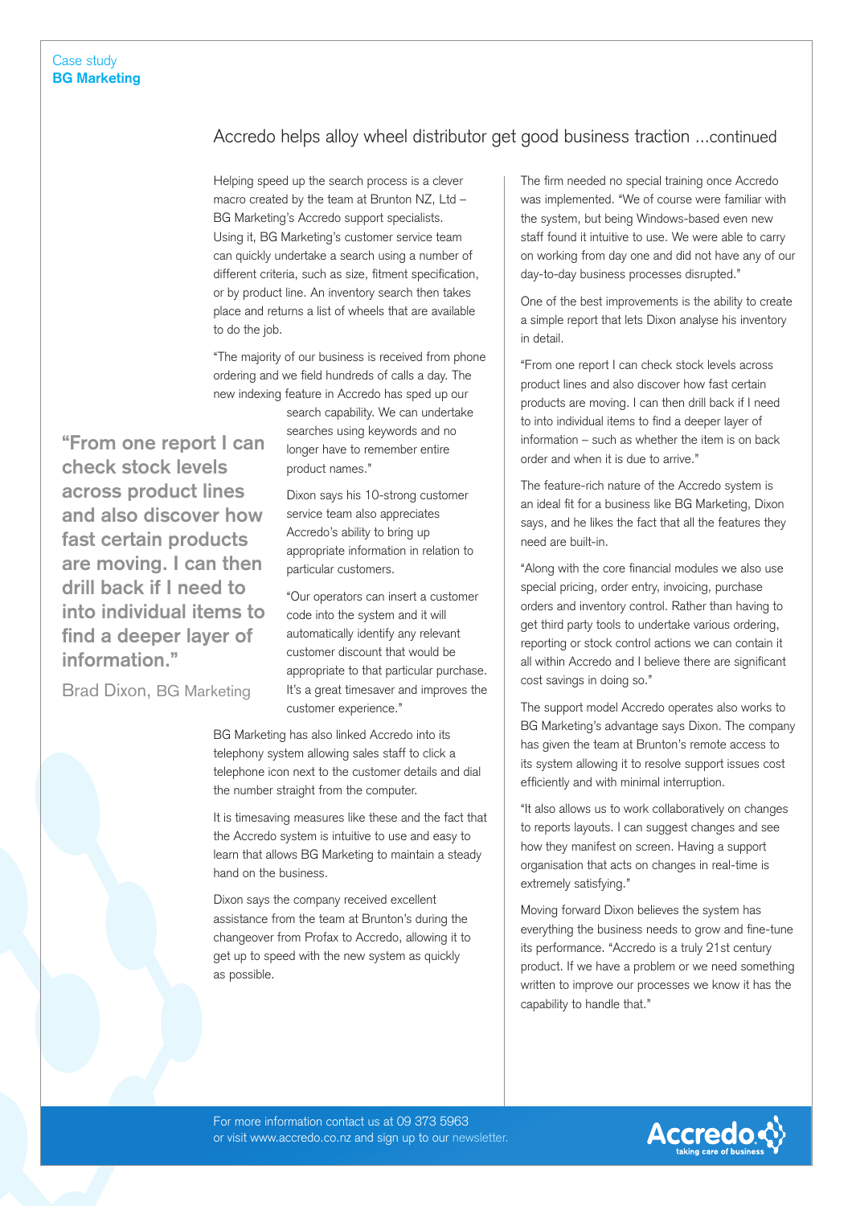Case study
**BG Marketing**

## Accredo helps alloy wheel distributor get good business traction ...continued

Helping speed up the search process is a clever macro created by the team at Brunton NZ, Ltd – BG Marketing's Accredo support specialists. Using it, BG Marketing's customer service team can quickly undertake a search using a number of different criteria, such as size, fitment specification, or by product line. An inventory search then takes place and returns a list of wheels that are available to do the job.

"The majority of our business is received from phone ordering and we field hundreds of calls a day. The new indexing feature in Accredo has sped up our search capability. We can undertake searches using keywords and no longer have to remember entire product names."

**"From one report I can check stock levels across product lines and also discover how fast certain products are moving. I can then drill back if I need to into individual items to find a deeper layer of information."**

Brad Dixon, BG Marketing

Dixon says his 10-strong customer service team also appreciates Accredo's ability to bring up appropriate information in relation to particular customers.

"Our operators can insert a customer code into the system and it will automatically identify any relevant customer discount that would be appropriate to that particular purchase. It's a great timesaver and improves the customer experience."

BG Marketing has also linked Accredo into its telephony system allowing sales staff to click a telephone icon next to the customer details and dial the number straight from the computer.

It is timesaving measures like these and the fact that the Accredo system is intuitive to use and easy to learn that allows BG Marketing to maintain a steady hand on the business.

Dixon says the company received excellent assistance from the team at Brunton's during the changeover from Profax to Accredo, allowing it to get up to speed with the new system as quickly as possible.

The firm needed no special training once Accredo was implemented. "We of course were familiar with the system, but being Windows-based even new staff found it intuitive to use. We were able to carry on working from day one and did not have any of our day-to-day business processes disrupted."

One of the best improvements is the ability to create a simple report that lets Dixon analyse his inventory in detail.

"From one report I can check stock levels across product lines and also discover how fast certain products are moving. I can then drill back if I need to into individual items to find a deeper layer of information – such as whether the item is on back order and when it is due to arrive."

The feature-rich nature of the Accredo system is an ideal fit for a business like BG Marketing, Dixon says, and he likes the fact that all the features they need are built-in.

"Along with the core financial modules we also use special pricing, order entry, invoicing, purchase orders and inventory control. Rather than having to get third party tools to undertake various ordering, reporting or stock control actions we can contain it all within Accredo and I believe there are significant cost savings in doing so."

The support model Accredo operates also works to BG Marketing's advantage says Dixon. The company has given the team at Brunton's remote access to its system allowing it to resolve support issues cost efficiently and with minimal interruption.

"It also allows us to work collaboratively on changes to reports layouts. I can suggest changes and see how they manifest on screen. Having a support organisation that acts on changes in real-time is extremely satisfying."

Moving forward Dixon believes the system has everything the business needs to grow and fine-tune its performance. "Accredo is a truly 21st century product. If we have a problem or we need something written to improve our processes we know it has the capability to handle that."

For more information contact us at 09 373 5963
or visit www.accredo.co.nz and sign up to our newsletter.

Accredo
taking care of business